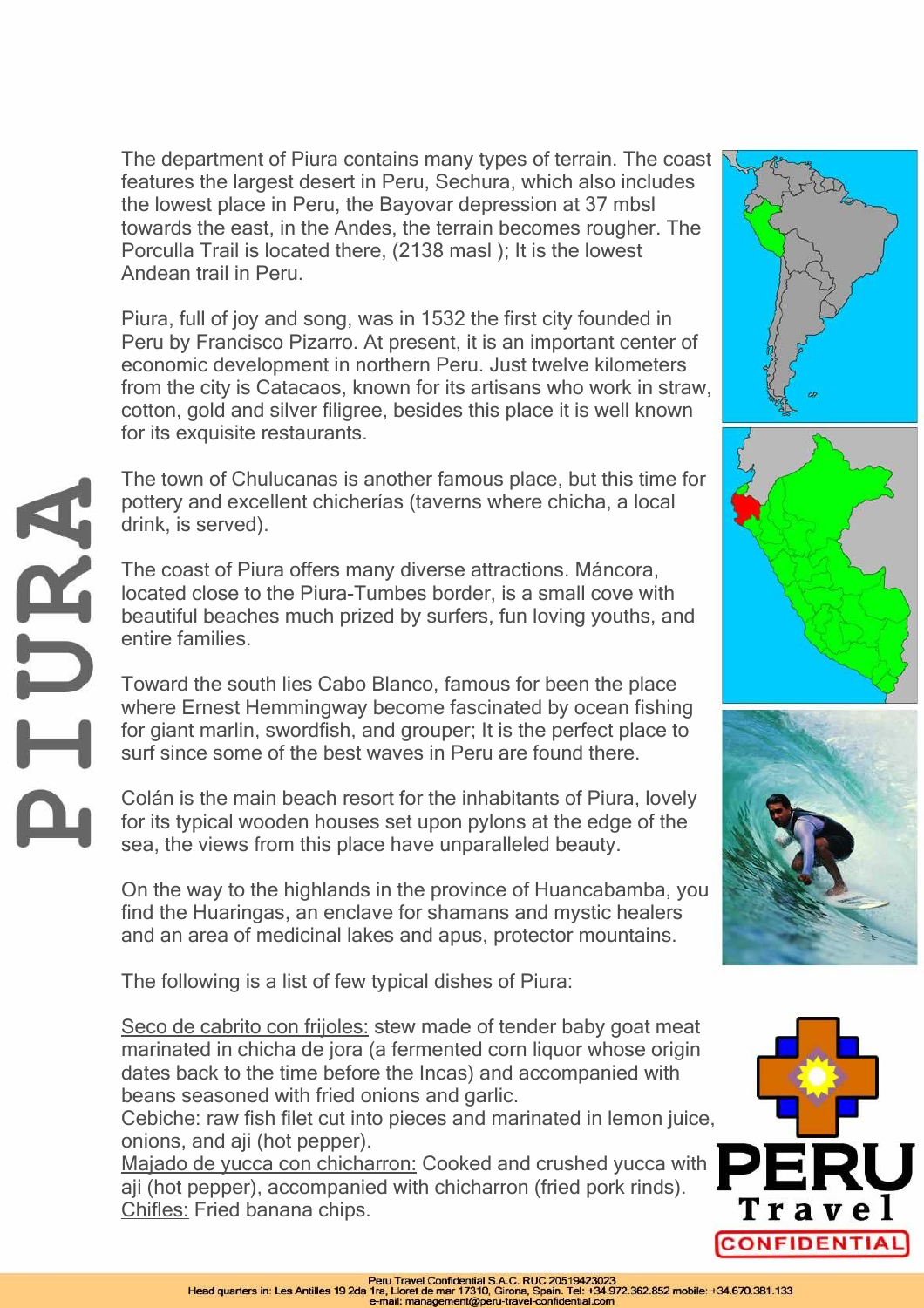# PIURA

The department of Piura contains many types of terrain. The coast features the largest desert in Peru, Sechura, which also includes the lowest place in Peru, the Bayovar depression at 37 mbsl towards the east, in the Andes, the terrain becomes rougher. The Porculla Trail is located there, (2138 masl ); It is the lowest Andean trail in Peru.

Piura, full of joy and song, was in 1532 the first city founded in Peru by Francisco Pizarro. At present, it is an important center of economic development in northern Peru. Just twelve kilometers from the city is Catacaos, known for its artisans who work in straw, cotton, gold and silver filigree, besides this place it is well known for its exquisite restaurants.

The town of Chulucanas is another famous place, but this time for pottery and excellent chicherías (taverns where chicha, a local drink, is served).

The coast of Piura offers many diverse attractions. Máncora, located close to the Piura-Tumbes border, is a small cove with beautiful beaches much prized by surfers, fun loving youths, and entire families.

Toward the south lies Cabo Blanco, famous for been the place where Ernest Hemmingway become fascinated by ocean fishing for giant marlin, swordfish, and grouper; It is the perfect place to surf since some of the best waves in Peru are found there.

Colán is the main beach resort for the inhabitants of Piura, lovely for its typical wooden houses set upon pylons at the edge of the sea, the views from this place have unparalleled beauty.

On the way to the highlands in the province of Huancabamba, you find the Huaringas, an enclave for shamans and mystic healers and an area of medicinal lakes and apus, protector mountains.

The following is a list of few typical dishes of Piura:

Seco de cabrito con frijoles: stew made of tender baby goat meat marinated in chicha de jora (a fermented corn liquor whose origin dates back to the time before the Incas) and accompanied with beans seasoned with fried onions and garlic.
Cebiche: raw fish filet cut into pieces and marinated in lemon juice, onions, and aji (hot pepper).
Majado de yucca con chicharron: Cooked and crushed yucca with aji (hot pepper), accompanied with chicharron (fried pork rinds).
Chifles: Fried banana chips.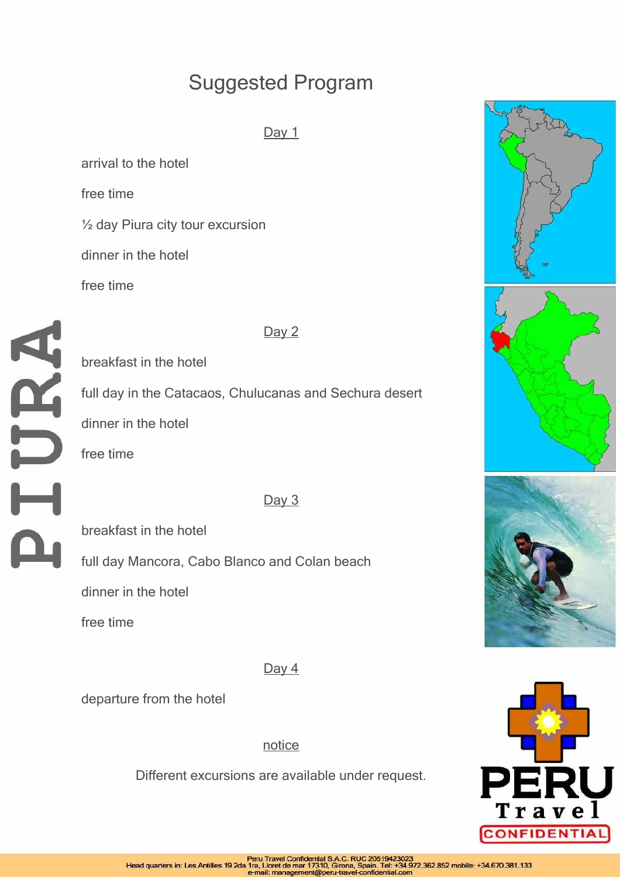# Suggested Program

PIURA

## Day 1

arrival to the hotel

free time

½ day Piura city tour excursion

dinner in the hotel

free time

## Day 2

breakfast in the hotel

full day in the Catacaos, Chulucanas and Sechura desert

dinner in the hotel

free time

## Day 3

breakfast in the hotel

full day Mancora, Cabo Blanco and Colan beach

dinner in the hotel

free time

## Day 4

departure from the hotel

## notice

Different excursions are available under request.

PERU Travel CONFIDENTIAL

Peru Travel Confidential S.A.C. RUC 20519423023
Head quarters in: Les Antilles 19 2da 1ra, Lloret de mar 17310, Girona, Spain. Tel: +34.972.362.852 mobile: +34.670.381.133
e-mail: management@peru-travel-confidential.com